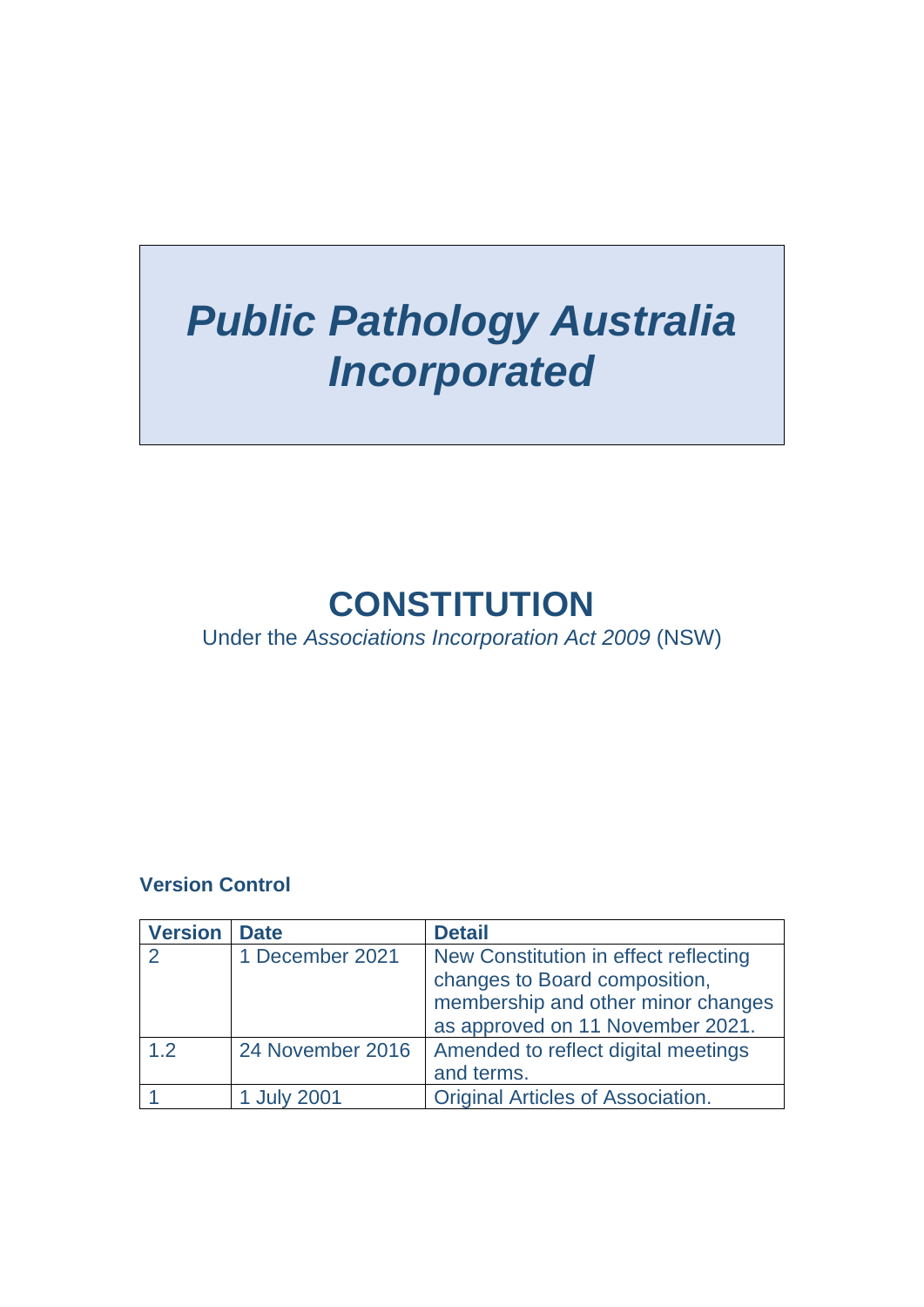# *Public Pathology Australia Incorporated*

## CONSTITUTION

Under the *Associations Incorporation Act 2009* (NSW)

**Version Control**

| Version | Date | Detail |
|---|---|---|
| 2 | 1 December 2021 | New Constitution in effect reflecting changes to Board composition, membership and other minor changes as approved on 11 November 2021. |
| 1.2 | 24 November 2016 | Amended to reflect digital meetings and terms. |
| 1 | 1 July 2001 | Original Articles of Association. |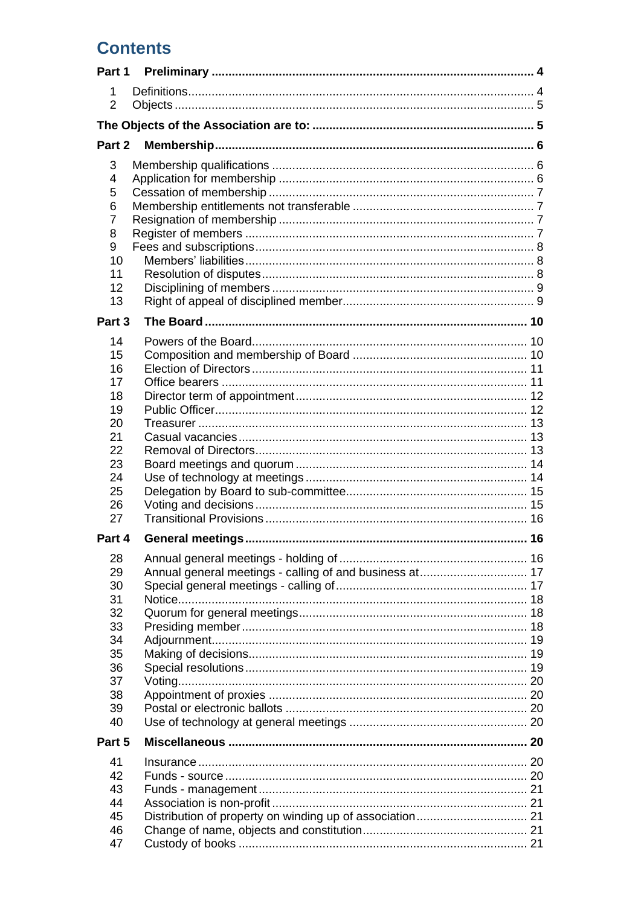# Contents

| | | |
|---|---|---|
| **Part 1** | **Preliminary** | **4** |
| 1 | Definitions | 4 |
| 2 | Objects | 5 |
| **The Objects of the Association are to:** | | **5** |
| **Part 2** | **Membership** | **6** |
| 3 | Membership qualifications | 6 |
| 4 | Application for membership | 6 |
| 5 | Cessation of membership | 7 |
| 6 | Membership entitlements not transferable | 7 |
| 7 | Resignation of membership | 7 |
| 8 | Register of members | 7 |
| 9 | Fees and subscriptions | 8 |
| 10 | Members' liabilities | 8 |
| 11 | Resolution of disputes | 8 |
| 12 | Disciplining of members | 9 |
| 13 | Right of appeal of disciplined member | 9 |
| **Part 3** | **The Board** | **10** |
| 14 | Powers of the Board | 10 |
| 15 | Composition and membership of Board | 10 |
| 16 | Election of Directors | 11 |
| 17 | Office bearers | 11 |
| 18 | Director term of appointment | 12 |
| 19 | Public Officer | 12 |
| 20 | Treasurer | 13 |
| 21 | Casual vacancies | 13 |
| 22 | Removal of Directors | 13 |
| 23 | Board meetings and quorum | 14 |
| 24 | Use of technology at meetings | 14 |
| 25 | Delegation by Board to sub-committee | 15 |
| 26 | Voting and decisions | 15 |
| 27 | Transitional Provisions | 16 |
| **Part 4** | **General meetings** | **16** |
| 28 | Annual general meetings - holding of | 16 |
| 29 | Annual general meetings - calling of and business at | 17 |
| 30 | Special general meetings - calling of | 17 |
| 31 | Notice | 18 |
| 32 | Quorum for general meetings | 18 |
| 33 | Presiding member | 18 |
| 34 | Adjournment | 19 |
| 35 | Making of decisions | 19 |
| 36 | Special resolutions | 19 |
| 37 | Voting | 20 |
| 38 | Appointment of proxies | 20 |
| 39 | Postal or electronic ballots | 20 |
| 40 | Use of technology at general meetings | 20 |
| **Part 5** | **Miscellaneous** | **20** |
| 41 | Insurance | 20 |
| 42 | Funds - source | 20 |
| 43 | Funds - management | 21 |
| 44 | Association is non-profit | 21 |
| 45 | Distribution of property on winding up of association | 21 |
| 46 | Change of name, objects and constitution | 21 |
| 47 | Custody of books | 21 |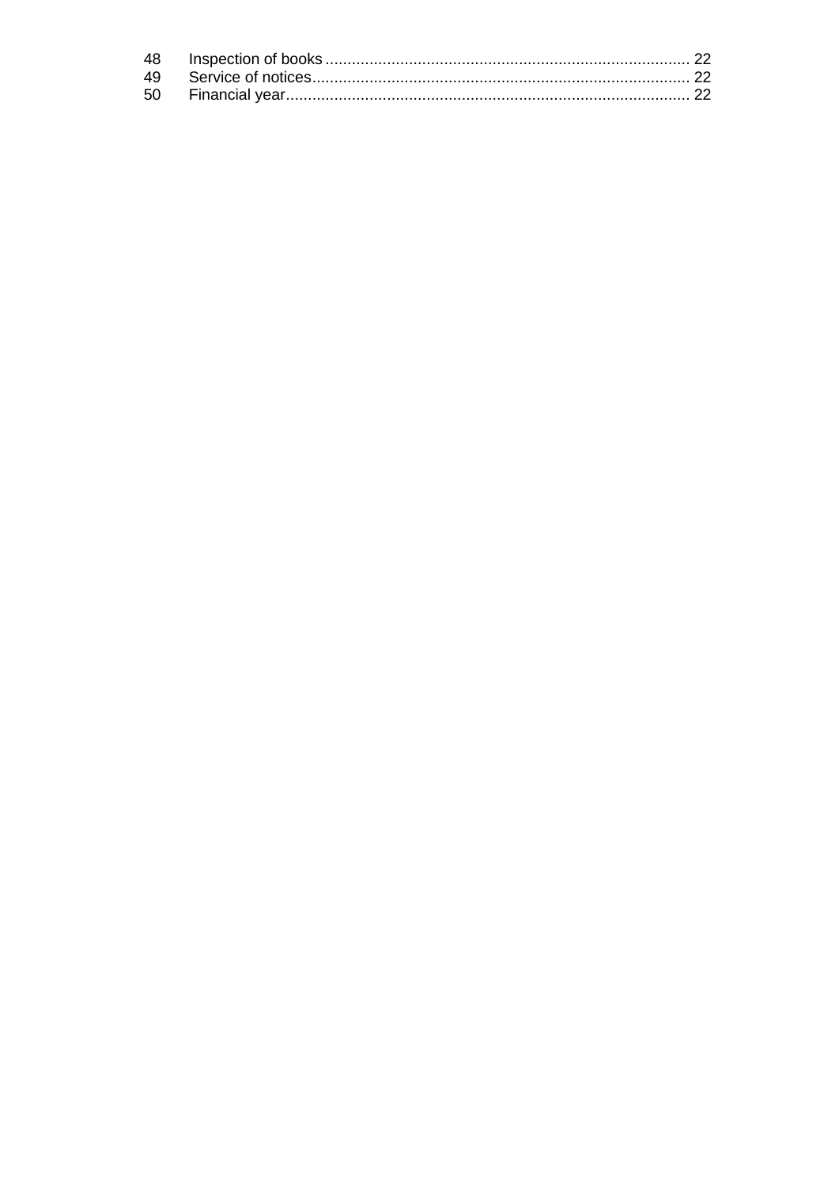| | | |
|---|---|---|
| 48 | Inspection of books | 22 |
| 49 | Service of notices | 22 |
| 50 | Financial year | 22 |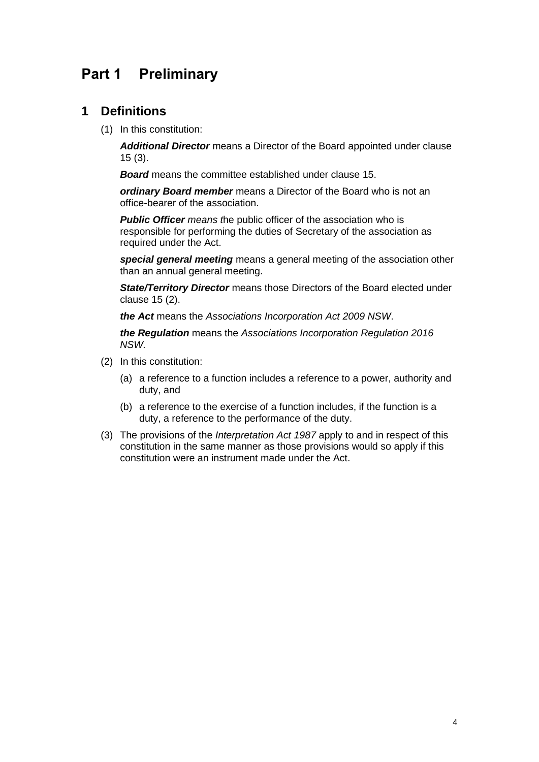# Part 1 Preliminary

## 1 Definitions

(1) In this constitution:

***Additional Director*** means a Director of the Board appointed under clause 15 (3).

***Board*** means the committee established under clause 15.

***ordinary Board member*** means a Director of the Board who is not an office-bearer of the association.

***Public Officer*** *means t*he public officer of the association who is responsible for performing the duties of Secretary of the association as required under the Act.

***special general meeting*** means a general meeting of the association other than an annual general meeting.

***State/Territory Director*** means those Directors of the Board elected under clause 15 (2).

***the Act*** means the *Associations Incorporation Act 2009 NSW*.

***the Regulation*** means the *Associations Incorporation Regulation 2016 NSW.*

(2) In this constitution:

(a) a reference to a function includes a reference to a power, authority and duty, and

(b) a reference to the exercise of a function includes, if the function is a duty, a reference to the performance of the duty.

(3) The provisions of the *Interpretation Act 1987* apply to and in respect of this constitution in the same manner as those provisions would so apply if this constitution were an instrument made under the Act.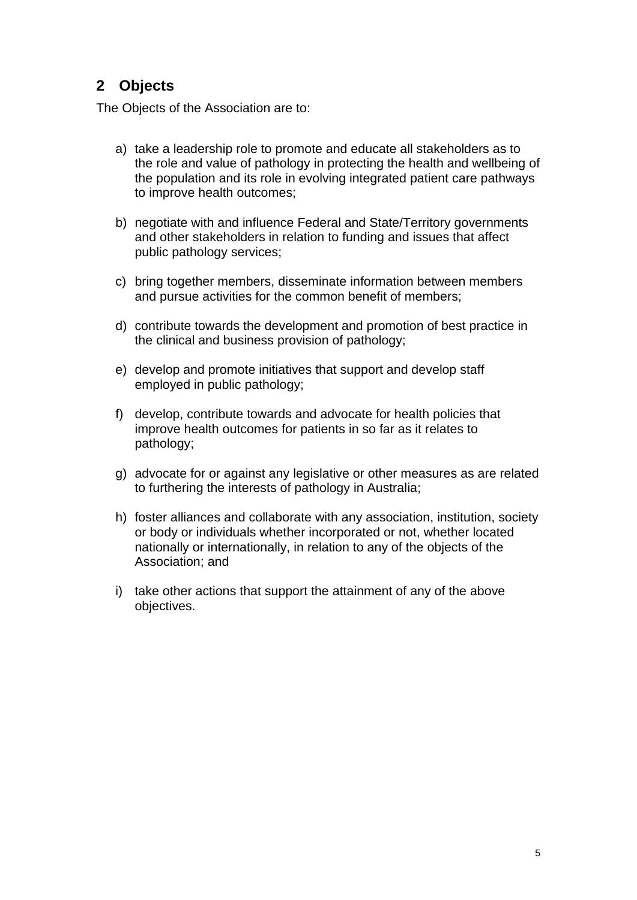## 2 Objects

The Objects of the Association are to:

a) take a leadership role to promote and educate all stakeholders as to the role and value of pathology in protecting the health and wellbeing of the population and its role in evolving integrated patient care pathways to improve health outcomes;

b) negotiate with and influence Federal and State/Territory governments and other stakeholders in relation to funding and issues that affect public pathology services;

c) bring together members, disseminate information between members and pursue activities for the common benefit of members;

d) contribute towards the development and promotion of best practice in the clinical and business provision of pathology;

e) develop and promote initiatives that support and develop staff employed in public pathology;

f) develop, contribute towards and advocate for health policies that improve health outcomes for patients in so far as it relates to pathology;

g) advocate for or against any legislative or other measures as are related to furthering the interests of pathology in Australia;

h) foster alliances and collaborate with any association, institution, society or body or individuals whether incorporated or not, whether located nationally or internationally, in relation to any of the objects of the Association; and

i) take other actions that support the attainment of any of the above objectives.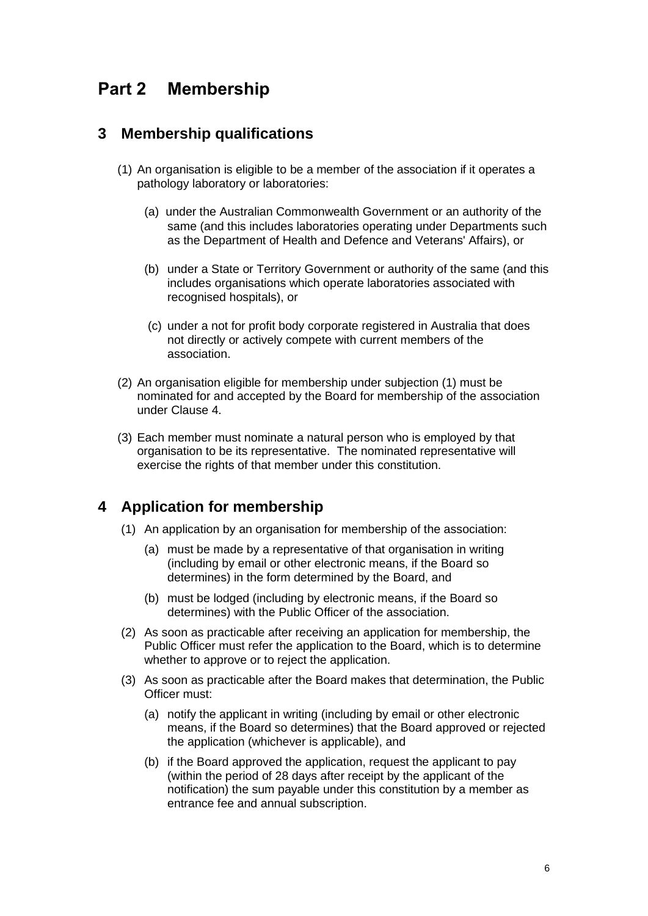# Part 2 Membership

## 3 Membership qualifications

(1) An organisation is eligible to be a member of the association if it operates a pathology laboratory or laboratories:

(a) under the Australian Commonwealth Government or an authority of the same (and this includes laboratories operating under Departments such as the Department of Health and Defence and Veterans' Affairs), or

(b) under a State or Territory Government or authority of the same (and this includes organisations which operate laboratories associated with recognised hospitals), or

(c) under a not for profit body corporate registered in Australia that does not directly or actively compete with current members of the association.

(2) An organisation eligible for membership under subjection (1) must be nominated for and accepted by the Board for membership of the association under Clause 4.

(3) Each member must nominate a natural person who is employed by that organisation to be its representative. The nominated representative will exercise the rights of that member under this constitution.

## 4 Application for membership

(1) An application by an organisation for membership of the association:

(a) must be made by a representative of that organisation in writing (including by email or other electronic means, if the Board so determines) in the form determined by the Board, and

(b) must be lodged (including by electronic means, if the Board so determines) with the Public Officer of the association.

(2) As soon as practicable after receiving an application for membership, the Public Officer must refer the application to the Board, which is to determine whether to approve or to reject the application.

(3) As soon as practicable after the Board makes that determination, the Public Officer must:

(a) notify the applicant in writing (including by email or other electronic means, if the Board so determines) that the Board approved or rejected the application (whichever is applicable), and

(b) if the Board approved the application, request the applicant to pay (within the period of 28 days after receipt by the applicant of the notification) the sum payable under this constitution by a member as entrance fee and annual subscription.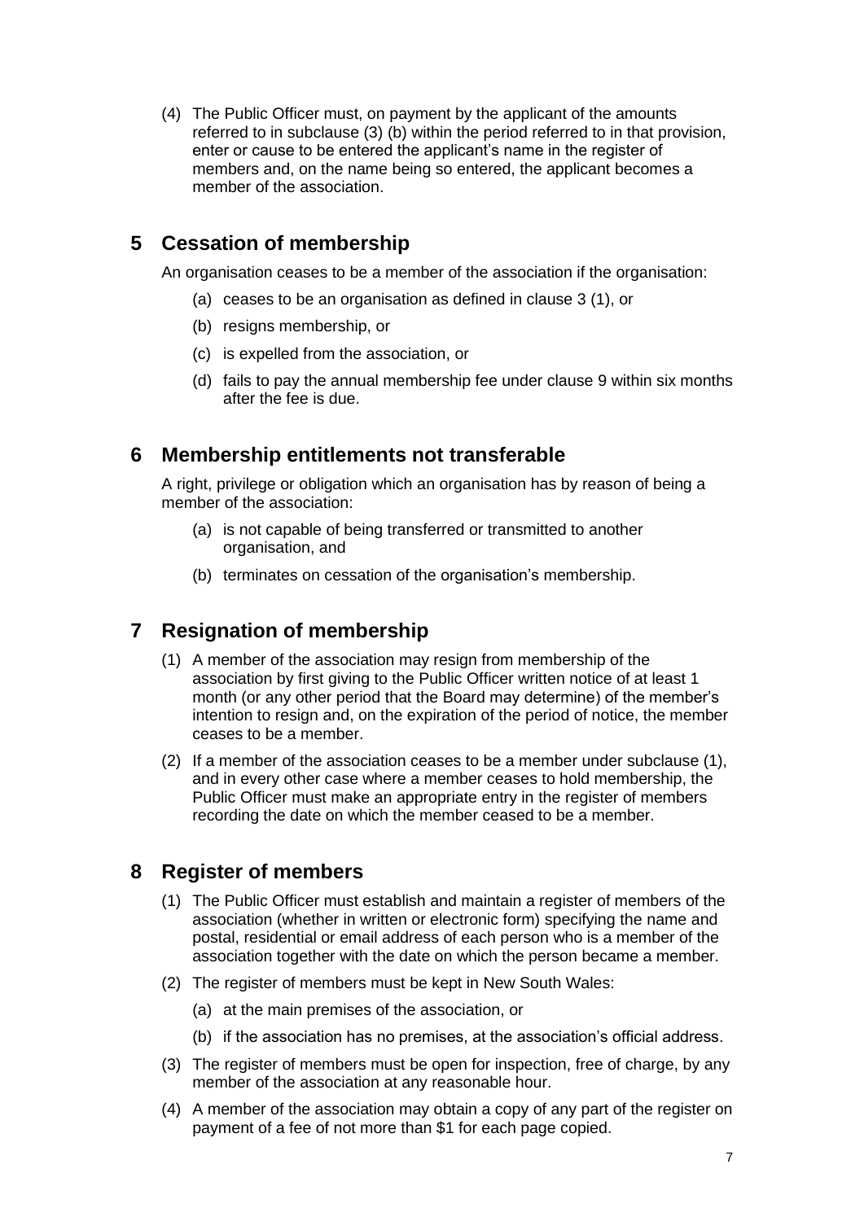(4) The Public Officer must, on payment by the applicant of the amounts referred to in subclause (3) (b) within the period referred to in that provision, enter or cause to be entered the applicant's name in the register of members and, on the name being so entered, the applicant becomes a member of the association.

## 5 Cessation of membership

An organisation ceases to be a member of the association if the organisation:

(a) ceases to be an organisation as defined in clause 3 (1), or

(b) resigns membership, or

(c) is expelled from the association, or

(d) fails to pay the annual membership fee under clause 9 within six months after the fee is due.

## 6 Membership entitlements not transferable

A right, privilege or obligation which an organisation has by reason of being a member of the association:

(a) is not capable of being transferred or transmitted to another organisation, and

(b) terminates on cessation of the organisation's membership.

## 7 Resignation of membership

(1) A member of the association may resign from membership of the association by first giving to the Public Officer written notice of at least 1 month (or any other period that the Board may determine) of the member's intention to resign and, on the expiration of the period of notice, the member ceases to be a member.

(2) If a member of the association ceases to be a member under subclause (1), and in every other case where a member ceases to hold membership, the Public Officer must make an appropriate entry in the register of members recording the date on which the member ceased to be a member.

## 8 Register of members

(1) The Public Officer must establish and maintain a register of members of the association (whether in written or electronic form) specifying the name and postal, residential or email address of each person who is a member of the association together with the date on which the person became a member.

(2) The register of members must be kept in New South Wales:

(a) at the main premises of the association, or

(b) if the association has no premises, at the association's official address.

(3) The register of members must be open for inspection, free of charge, by any member of the association at any reasonable hour.

(4) A member of the association may obtain a copy of any part of the register on payment of a fee of not more than $1 for each page copied.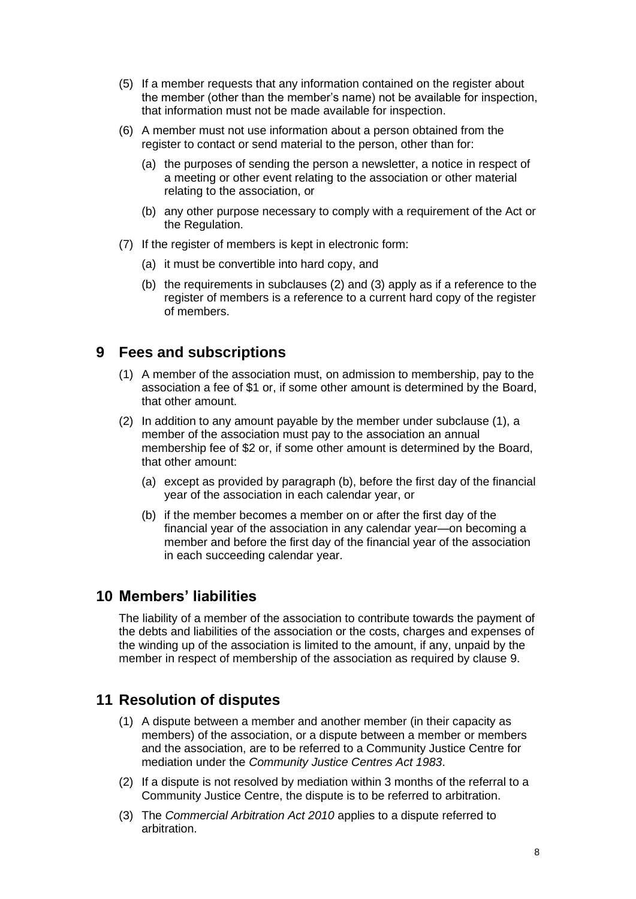(5) If a member requests that any information contained on the register about the member (other than the member's name) not be available for inspection, that information must not be made available for inspection.

(6) A member must not use information about a person obtained from the register to contact or send material to the person, other than for:

  (a) the purposes of sending the person a newsletter, a notice in respect of a meeting or other event relating to the association or other material relating to the association, or

  (b) any other purpose necessary to comply with a requirement of the Act or the Regulation.

(7) If the register of members is kept in electronic form:

  (a) it must be convertible into hard copy, and

  (b) the requirements in subclauses (2) and (3) apply as if a reference to the register of members is a reference to a current hard copy of the register of members.

## 9 Fees and subscriptions

(1) A member of the association must, on admission to membership, pay to the association a fee of $1 or, if some other amount is determined by the Board, that other amount.

(2) In addition to any amount payable by the member under subclause (1), a member of the association must pay to the association an annual membership fee of $2 or, if some other amount is determined by the Board, that other amount:

  (a) except as provided by paragraph (b), before the first day of the financial year of the association in each calendar year, or

  (b) if the member becomes a member on or after the first day of the financial year of the association in any calendar year—on becoming a member and before the first day of the financial year of the association in each succeeding calendar year.

## 10 Members' liabilities

The liability of a member of the association to contribute towards the payment of the debts and liabilities of the association or the costs, charges and expenses of the winding up of the association is limited to the amount, if any, unpaid by the member in respect of membership of the association as required by clause 9.

## 11 Resolution of disputes

(1) A dispute between a member and another member (in their capacity as members) of the association, or a dispute between a member or members and the association, are to be referred to a Community Justice Centre for mediation under the *Community Justice Centres Act 1983*.

(2) If a dispute is not resolved by mediation within 3 months of the referral to a Community Justice Centre, the dispute is to be referred to arbitration.

(3) The *Commercial Arbitration Act 2010* applies to a dispute referred to arbitration.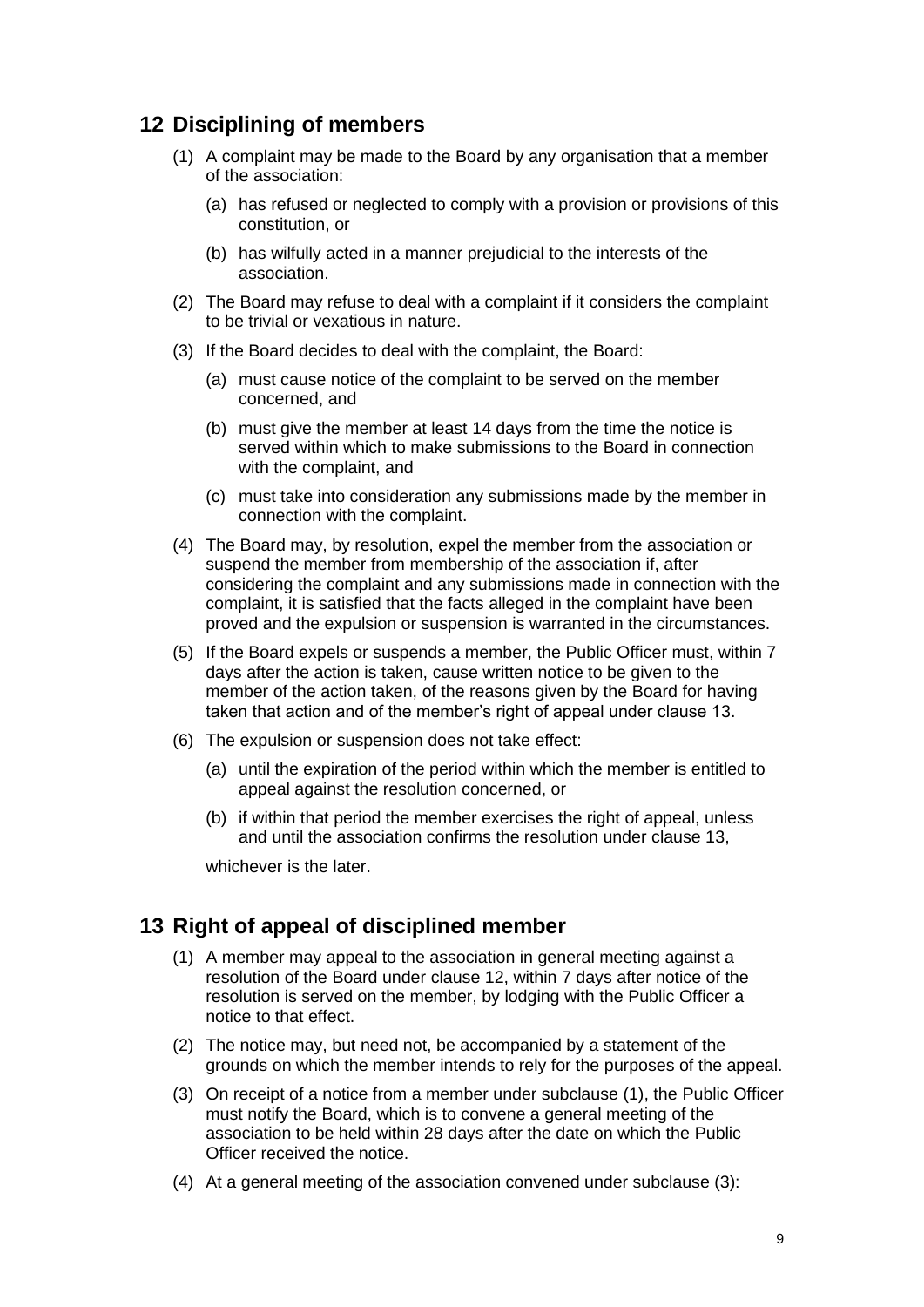## 12 Disciplining of members

(1) A complaint may be made to the Board by any organisation that a member of the association:

(a) has refused or neglected to comply with a provision or provisions of this constitution, or

(b) has wilfully acted in a manner prejudicial to the interests of the association.

(2) The Board may refuse to deal with a complaint if it considers the complaint to be trivial or vexatious in nature.

(3) If the Board decides to deal with the complaint, the Board:

(a) must cause notice of the complaint to be served on the member concerned, and

(b) must give the member at least 14 days from the time the notice is served within which to make submissions to the Board in connection with the complaint, and

(c) must take into consideration any submissions made by the member in connection with the complaint.

(4) The Board may, by resolution, expel the member from the association or suspend the member from membership of the association if, after considering the complaint and any submissions made in connection with the complaint, it is satisfied that the facts alleged in the complaint have been proved and the expulsion or suspension is warranted in the circumstances.

(5) If the Board expels or suspends a member, the Public Officer must, within 7 days after the action is taken, cause written notice to be given to the member of the action taken, of the reasons given by the Board for having taken that action and of the member's right of appeal under clause 13.

(6) The expulsion or suspension does not take effect:

(a) until the expiration of the period within which the member is entitled to appeal against the resolution concerned, or

(b) if within that period the member exercises the right of appeal, unless and until the association confirms the resolution under clause 13,

whichever is the later.

## 13 Right of appeal of disciplined member

(1) A member may appeal to the association in general meeting against a resolution of the Board under clause 12, within 7 days after notice of the resolution is served on the member, by lodging with the Public Officer a notice to that effect.

(2) The notice may, but need not, be accompanied by a statement of the grounds on which the member intends to rely for the purposes of the appeal.

(3) On receipt of a notice from a member under subclause (1), the Public Officer must notify the Board, which is to convene a general meeting of the association to be held within 28 days after the date on which the Public Officer received the notice.

(4) At a general meeting of the association convened under subclause (3):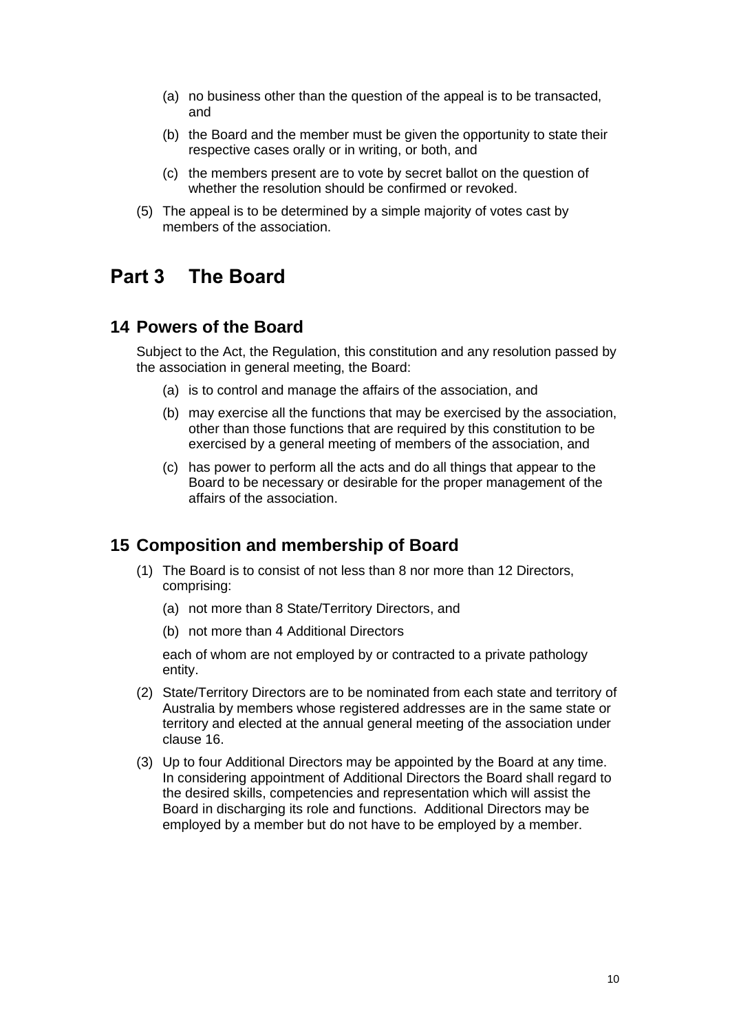(a) no business other than the question of the appeal is to be transacted, and

(b) the Board and the member must be given the opportunity to state their respective cases orally or in writing, or both, and

(c) the members present are to vote by secret ballot on the question of whether the resolution should be confirmed or revoked.

(5) The appeal is to be determined by a simple majority of votes cast by members of the association.

# Part 3 The Board

## 14 Powers of the Board

Subject to the Act, the Regulation, this constitution and any resolution passed by the association in general meeting, the Board:

(a) is to control and manage the affairs of the association, and

(b) may exercise all the functions that may be exercised by the association, other than those functions that are required by this constitution to be exercised by a general meeting of members of the association, and

(c) has power to perform all the acts and do all things that appear to the Board to be necessary or desirable for the proper management of the affairs of the association.

## 15 Composition and membership of Board

(1) The Board is to consist of not less than 8 nor more than 12 Directors, comprising:

(a) not more than 8 State/Territory Directors, and

(b) not more than 4 Additional Directors

each of whom are not employed by or contracted to a private pathology entity.

(2) State/Territory Directors are to be nominated from each state and territory of Australia by members whose registered addresses are in the same state or territory and elected at the annual general meeting of the association under clause 16.

(3) Up to four Additional Directors may be appointed by the Board at any time. In considering appointment of Additional Directors the Board shall regard to the desired skills, competencies and representation which will assist the Board in discharging its role and functions. Additional Directors may be employed by a member but do not have to be employed by a member.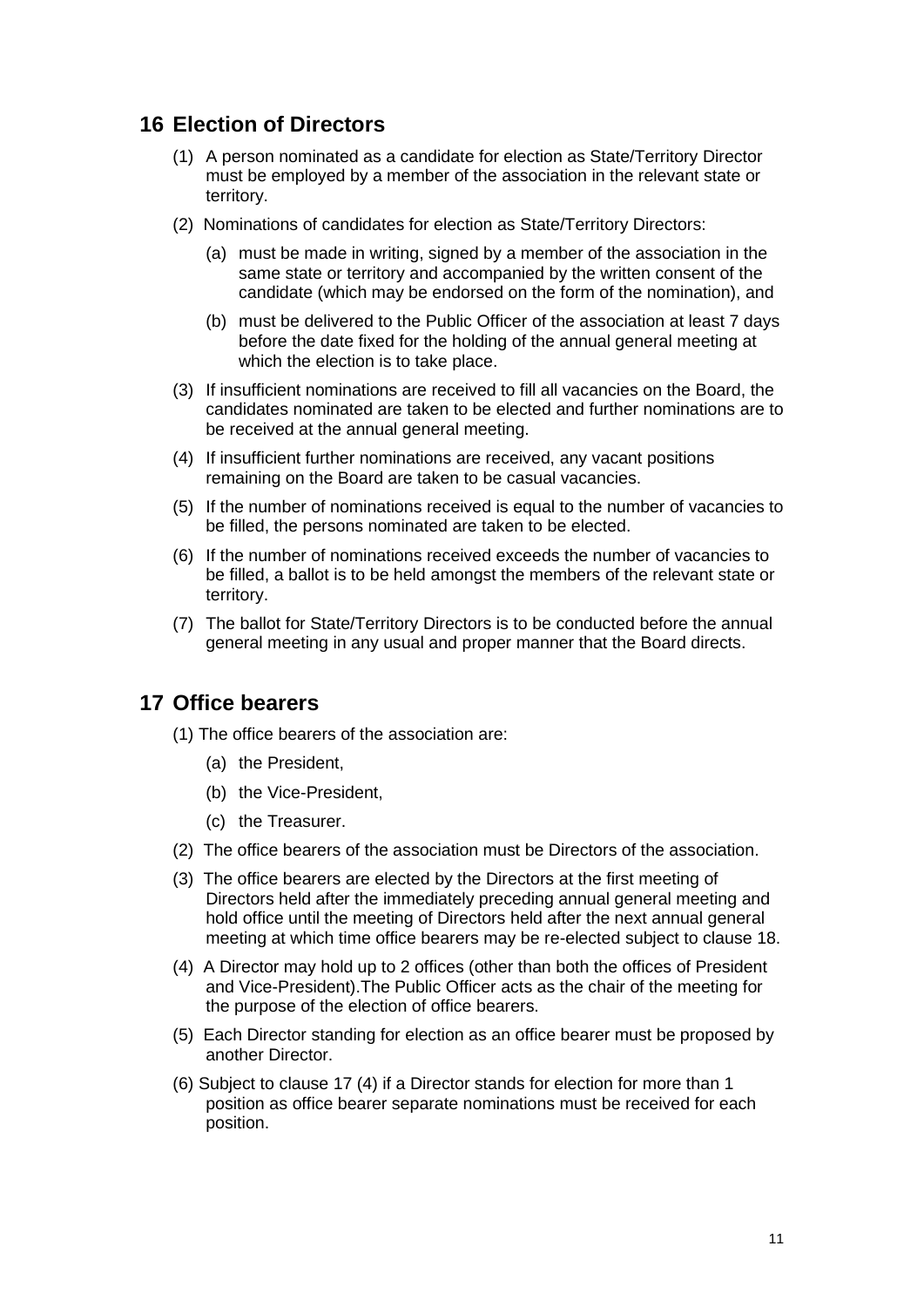## 16 Election of Directors

(1) A person nominated as a candidate for election as State/Territory Director must be employed by a member of the association in the relevant state or territory.

(2) Nominations of candidates for election as State/Territory Directors:

(a) must be made in writing, signed by a member of the association in the same state or territory and accompanied by the written consent of the candidate (which may be endorsed on the form of the nomination), and

(b) must be delivered to the Public Officer of the association at least 7 days before the date fixed for the holding of the annual general meeting at which the election is to take place.

(3) If insufficient nominations are received to fill all vacancies on the Board, the candidates nominated are taken to be elected and further nominations are to be received at the annual general meeting.

(4) If insufficient further nominations are received, any vacant positions remaining on the Board are taken to be casual vacancies.

(5) If the number of nominations received is equal to the number of vacancies to be filled, the persons nominated are taken to be elected.

(6) If the number of nominations received exceeds the number of vacancies to be filled, a ballot is to be held amongst the members of the relevant state or territory.

(7) The ballot for State/Territory Directors is to be conducted before the annual general meeting in any usual and proper manner that the Board directs.

## 17 Office bearers

(1) The office bearers of the association are:

(a) the President,

(b) the Vice-President,

(c) the Treasurer.

(2) The office bearers of the association must be Directors of the association.

(3) The office bearers are elected by the Directors at the first meeting of Directors held after the immediately preceding annual general meeting and hold office until the meeting of Directors held after the next annual general meeting at which time office bearers may be re-elected subject to clause 18.

(4) A Director may hold up to 2 offices (other than both the offices of President and Vice-President).The Public Officer acts as the chair of the meeting for the purpose of the election of office bearers.

(5) Each Director standing for election as an office bearer must be proposed by another Director.

(6) Subject to clause 17 (4) if a Director stands for election for more than 1 position as office bearer separate nominations must be received for each position.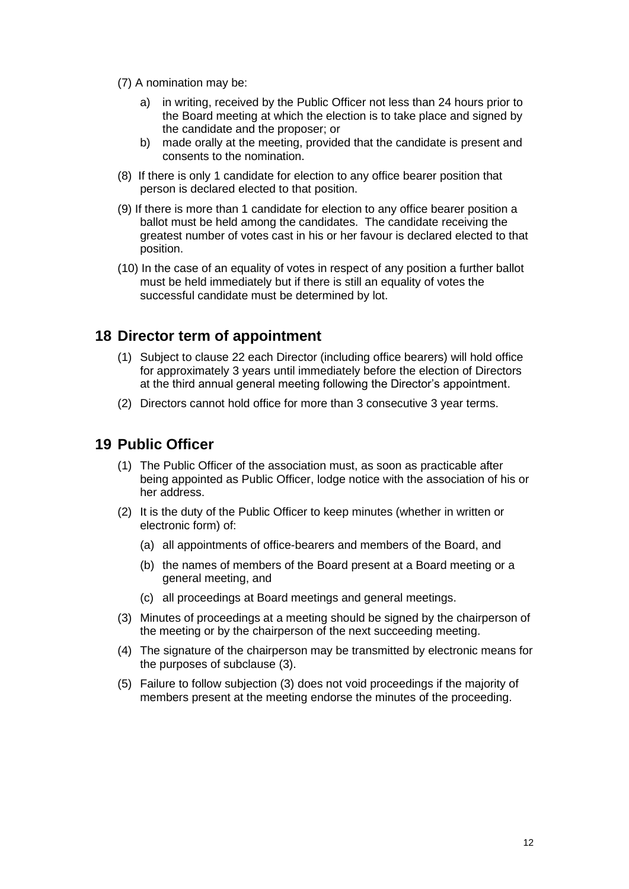(7) A nomination may be:

- a) in writing, received by the Public Officer not less than 24 hours prior to the Board meeting at which the election is to take place and signed by the candidate and the proposer; or
- b) made orally at the meeting, provided that the candidate is present and consents to the nomination.

(8) If there is only 1 candidate for election to any office bearer position that person is declared elected to that position.

(9) If there is more than 1 candidate for election to any office bearer position a ballot must be held among the candidates. The candidate receiving the greatest number of votes cast in his or her favour is declared elected to that position.

(10) In the case of an equality of votes in respect of any position a further ballot must be held immediately but if there is still an equality of votes the successful candidate must be determined by lot.

## 18 Director term of appointment

(1) Subject to clause 22 each Director (including office bearers) will hold office for approximately 3 years until immediately before the election of Directors at the third annual general meeting following the Director's appointment.

(2) Directors cannot hold office for more than 3 consecutive 3 year terms.

## 19 Public Officer

(1) The Public Officer of the association must, as soon as practicable after being appointed as Public Officer, lodge notice with the association of his or her address.

(2) It is the duty of the Public Officer to keep minutes (whether in written or electronic form) of:

- (a) all appointments of office-bearers and members of the Board, and
- (b) the names of members of the Board present at a Board meeting or a general meeting, and
- (c) all proceedings at Board meetings and general meetings.

(3) Minutes of proceedings at a meeting should be signed by the chairperson of the meeting or by the chairperson of the next succeeding meeting.

(4) The signature of the chairperson may be transmitted by electronic means for the purposes of subclause (3).

(5) Failure to follow subjection (3) does not void proceedings if the majority of members present at the meeting endorse the minutes of the proceeding.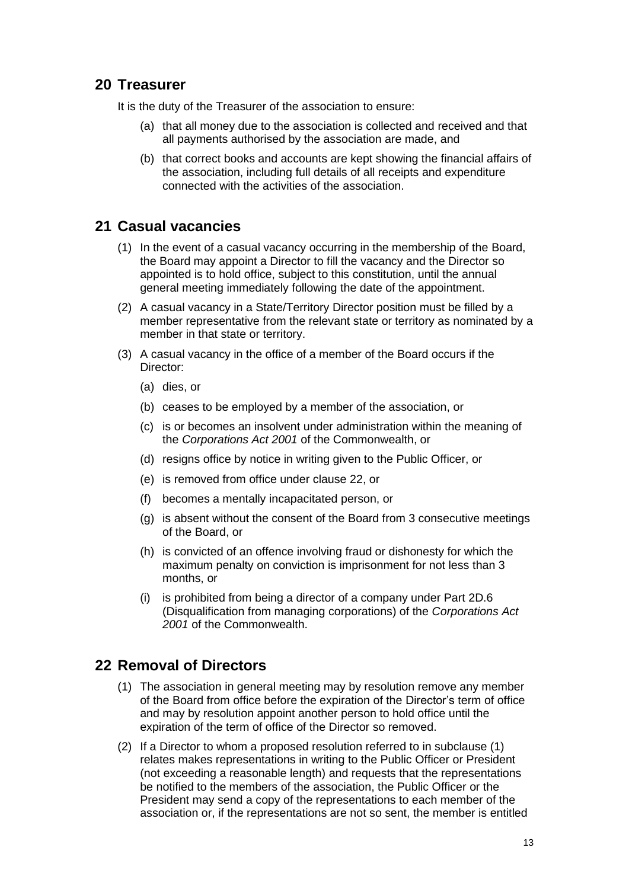## 20 Treasurer

It is the duty of the Treasurer of the association to ensure:

(a) that all money due to the association is collected and received and that all payments authorised by the association are made, and

(b) that correct books and accounts are kept showing the financial affairs of the association, including full details of all receipts and expenditure connected with the activities of the association.

## 21 Casual vacancies

(1) In the event of a casual vacancy occurring in the membership of the Board, the Board may appoint a Director to fill the vacancy and the Director so appointed is to hold office, subject to this constitution, until the annual general meeting immediately following the date of the appointment.

(2) A casual vacancy in a State/Territory Director position must be filled by a member representative from the relevant state or territory as nominated by a member in that state or territory.

(3) A casual vacancy in the office of a member of the Board occurs if the Director:

(a) dies, or

(b) ceases to be employed by a member of the association, or

(c) is or becomes an insolvent under administration within the meaning of the *Corporations Act 2001* of the Commonwealth, or

(d) resigns office by notice in writing given to the Public Officer, or

(e) is removed from office under clause 22, or

(f) becomes a mentally incapacitated person, or

(g) is absent without the consent of the Board from 3 consecutive meetings of the Board, or

(h) is convicted of an offence involving fraud or dishonesty for which the maximum penalty on conviction is imprisonment for not less than 3 months, or

(i) is prohibited from being a director of a company under Part 2D.6 (Disqualification from managing corporations) of the *Corporations Act 2001* of the Commonwealth.

## 22 Removal of Directors

(1) The association in general meeting may by resolution remove any member of the Board from office before the expiration of the Director's term of office and may by resolution appoint another person to hold office until the expiration of the term of office of the Director so removed.

(2) If a Director to whom a proposed resolution referred to in subclause (1) relates makes representations in writing to the Public Officer or President (not exceeding a reasonable length) and requests that the representations be notified to the members of the association, the Public Officer or the President may send a copy of the representations to each member of the association or, if the representations are not so sent, the member is entitled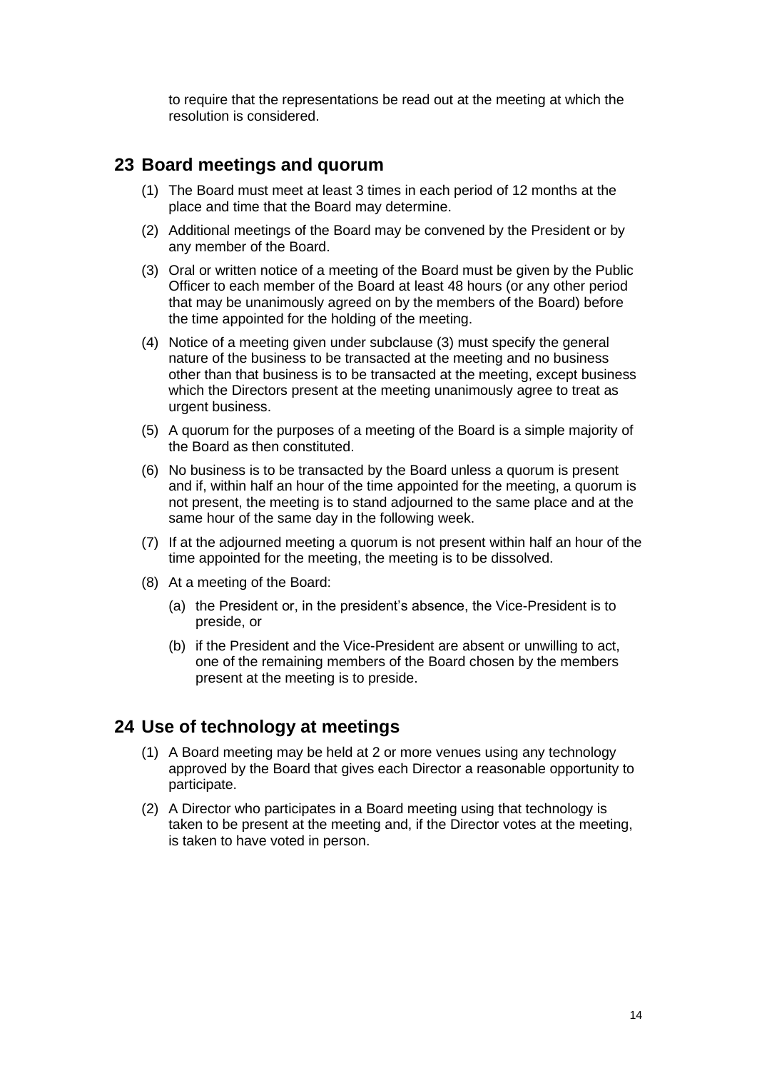to require that the representations be read out at the meeting at which the resolution is considered.

## 23 Board meetings and quorum

(1) The Board must meet at least 3 times in each period of 12 months at the place and time that the Board may determine.

(2) Additional meetings of the Board may be convened by the President or by any member of the Board.

(3) Oral or written notice of a meeting of the Board must be given by the Public Officer to each member of the Board at least 48 hours (or any other period that may be unanimously agreed on by the members of the Board) before the time appointed for the holding of the meeting.

(4) Notice of a meeting given under subclause (3) must specify the general nature of the business to be transacted at the meeting and no business other than that business is to be transacted at the meeting, except business which the Directors present at the meeting unanimously agree to treat as urgent business.

(5) A quorum for the purposes of a meeting of the Board is a simple majority of the Board as then constituted.

(6) No business is to be transacted by the Board unless a quorum is present and if, within half an hour of the time appointed for the meeting, a quorum is not present, the meeting is to stand adjourned to the same place and at the same hour of the same day in the following week.

(7) If at the adjourned meeting a quorum is not present within half an hour of the time appointed for the meeting, the meeting is to be dissolved.

(8) At a meeting of the Board:

(a) the President or, in the president's absence, the Vice-President is to preside, or

(b) if the President and the Vice-President are absent or unwilling to act, one of the remaining members of the Board chosen by the members present at the meeting is to preside.

## 24 Use of technology at meetings

(1) A Board meeting may be held at 2 or more venues using any technology approved by the Board that gives each Director a reasonable opportunity to participate.

(2) A Director who participates in a Board meeting using that technology is taken to be present at the meeting and, if the Director votes at the meeting, is taken to have voted in person.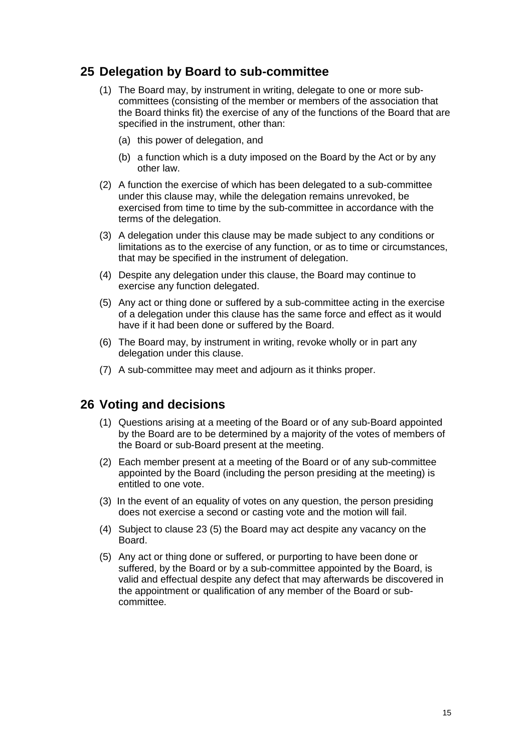## 25 Delegation by Board to sub-committee

(1) The Board may, by instrument in writing, delegate to one or more sub-committees (consisting of the member or members of the association that the Board thinks fit) the exercise of any of the functions of the Board that are specified in the instrument, other than:

(a) this power of delegation, and

(b) a function which is a duty imposed on the Board by the Act or by any other law.

(2) A function the exercise of which has been delegated to a sub-committee under this clause may, while the delegation remains unrevoked, be exercised from time to time by the sub-committee in accordance with the terms of the delegation.

(3) A delegation under this clause may be made subject to any conditions or limitations as to the exercise of any function, or as to time or circumstances, that may be specified in the instrument of delegation.

(4) Despite any delegation under this clause, the Board may continue to exercise any function delegated.

(5) Any act or thing done or suffered by a sub-committee acting in the exercise of a delegation under this clause has the same force and effect as it would have if it had been done or suffered by the Board.

(6) The Board may, by instrument in writing, revoke wholly or in part any delegation under this clause.

(7) A sub-committee may meet and adjourn as it thinks proper.

## 26 Voting and decisions

(1) Questions arising at a meeting of the Board or of any sub-Board appointed by the Board are to be determined by a majority of the votes of members of the Board or sub-Board present at the meeting.

(2) Each member present at a meeting of the Board or of any sub-committee appointed by the Board (including the person presiding at the meeting) is entitled to one vote.

(3) In the event of an equality of votes on any question, the person presiding does not exercise a second or casting vote and the motion will fail.

(4) Subject to clause 23 (5) the Board may act despite any vacancy on the Board.

(5) Any act or thing done or suffered, or purporting to have been done or suffered, by the Board or by a sub-committee appointed by the Board, is valid and effectual despite any defect that may afterwards be discovered in the appointment or qualification of any member of the Board or sub-committee.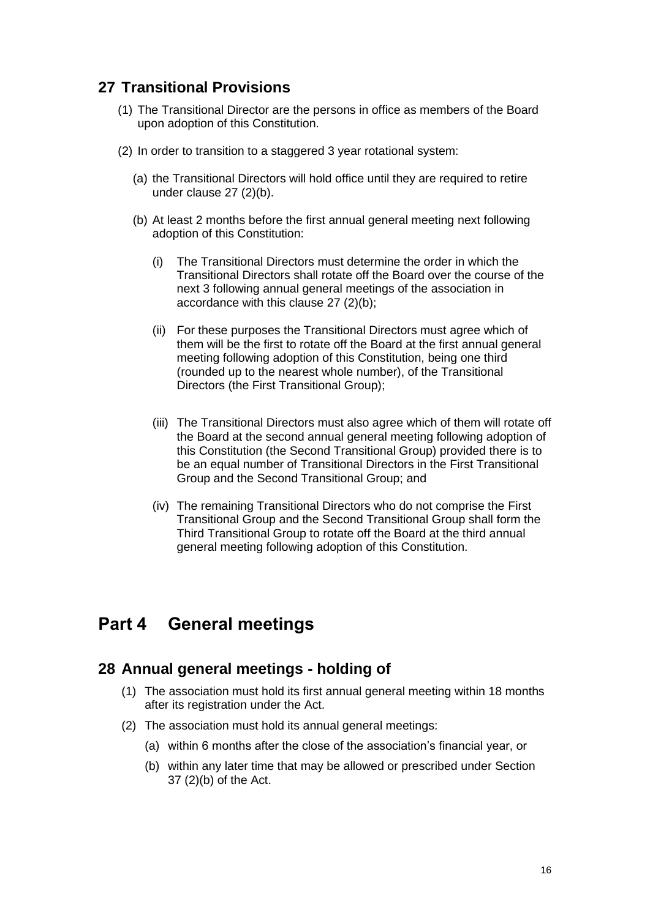## 27 Transitional Provisions

(1) The Transitional Director are the persons in office as members of the Board upon adoption of this Constitution.

(2) In order to transition to a staggered 3 year rotational system:

(a) the Transitional Directors will hold office until they are required to retire under clause 27 (2)(b).

(b) At least 2 months before the first annual general meeting next following adoption of this Constitution:

(i) The Transitional Directors must determine the order in which the Transitional Directors shall rotate off the Board over the course of the next 3 following annual general meetings of the association in accordance with this clause 27 (2)(b);

(ii) For these purposes the Transitional Directors must agree which of them will be the first to rotate off the Board at the first annual general meeting following adoption of this Constitution, being one third (rounded up to the nearest whole number), of the Transitional Directors (the First Transitional Group);

(iii) The Transitional Directors must also agree which of them will rotate off the Board at the second annual general meeting following adoption of this Constitution (the Second Transitional Group) provided there is to be an equal number of Transitional Directors in the First Transitional Group and the Second Transitional Group; and

(iv) The remaining Transitional Directors who do not comprise the First Transitional Group and the Second Transitional Group shall form the Third Transitional Group to rotate off the Board at the third annual general meeting following adoption of this Constitution.

# Part 4 General meetings

## 28 Annual general meetings - holding of

(1) The association must hold its first annual general meeting within 18 months after its registration under the Act.

(2) The association must hold its annual general meetings:

(a) within 6 months after the close of the association's financial year, or

(b) within any later time that may be allowed or prescribed under Section 37 (2)(b) of the Act.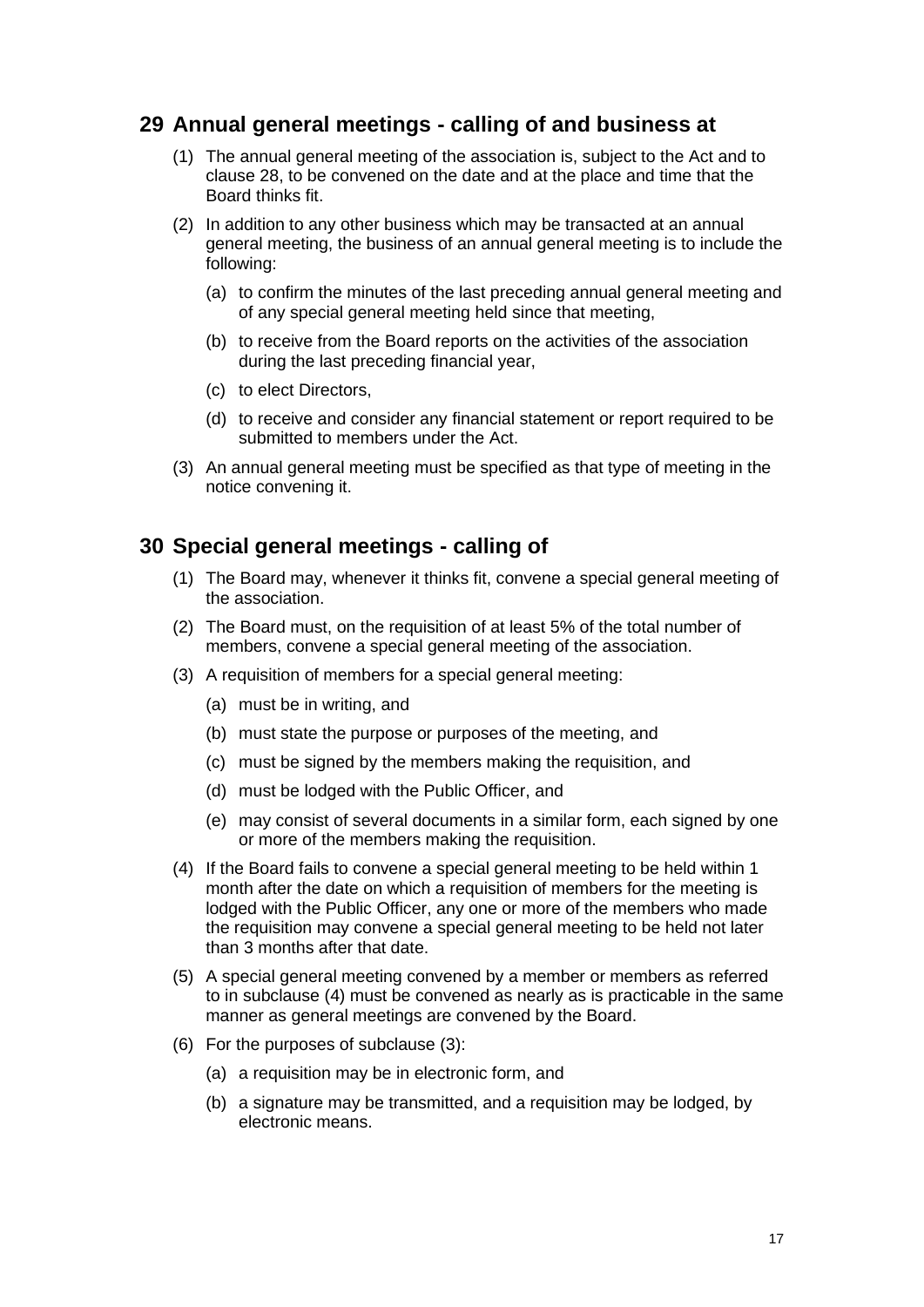## 29 Annual general meetings - calling of and business at

(1) The annual general meeting of the association is, subject to the Act and to clause 28, to be convened on the date and at the place and time that the Board thinks fit.

(2) In addition to any other business which may be transacted at an annual general meeting, the business of an annual general meeting is to include the following:

   (a) to confirm the minutes of the last preceding annual general meeting and of any special general meeting held since that meeting,

   (b) to receive from the Board reports on the activities of the association during the last preceding financial year,

   (c) to elect Directors,

   (d) to receive and consider any financial statement or report required to be submitted to members under the Act.

(3) An annual general meeting must be specified as that type of meeting in the notice convening it.

## 30 Special general meetings - calling of

(1) The Board may, whenever it thinks fit, convene a special general meeting of the association.

(2) The Board must, on the requisition of at least 5% of the total number of members, convene a special general meeting of the association.

(3) A requisition of members for a special general meeting:

   (a) must be in writing, and

   (b) must state the purpose or purposes of the meeting, and

   (c) must be signed by the members making the requisition, and

   (d) must be lodged with the Public Officer, and

   (e) may consist of several documents in a similar form, each signed by one or more of the members making the requisition.

(4) If the Board fails to convene a special general meeting to be held within 1 month after the date on which a requisition of members for the meeting is lodged with the Public Officer, any one or more of the members who made the requisition may convene a special general meeting to be held not later than 3 months after that date.

(5) A special general meeting convened by a member or members as referred to in subclause (4) must be convened as nearly as is practicable in the same manner as general meetings are convened by the Board.

(6) For the purposes of subclause (3):

   (a) a requisition may be in electronic form, and

   (b) a signature may be transmitted, and a requisition may be lodged, by electronic means.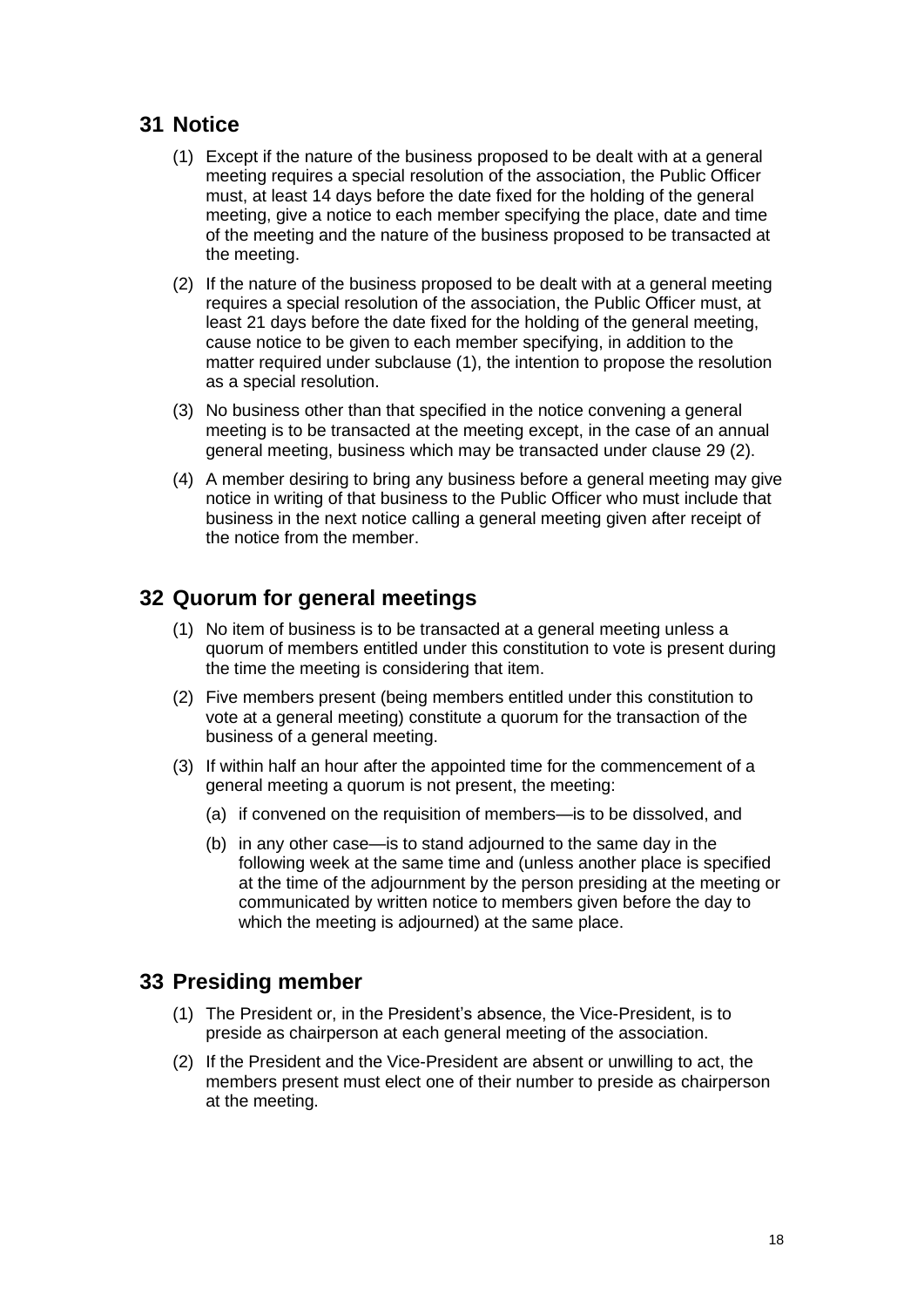## 31 Notice

(1) Except if the nature of the business proposed to be dealt with at a general meeting requires a special resolution of the association, the Public Officer must, at least 14 days before the date fixed for the holding of the general meeting, give a notice to each member specifying the place, date and time of the meeting and the nature of the business proposed to be transacted at the meeting.

(2) If the nature of the business proposed to be dealt with at a general meeting requires a special resolution of the association, the Public Officer must, at least 21 days before the date fixed for the holding of the general meeting, cause notice to be given to each member specifying, in addition to the matter required under subclause (1), the intention to propose the resolution as a special resolution.

(3) No business other than that specified in the notice convening a general meeting is to be transacted at the meeting except, in the case of an annual general meeting, business which may be transacted under clause 29 (2).

(4) A member desiring to bring any business before a general meeting may give notice in writing of that business to the Public Officer who must include that business in the next notice calling a general meeting given after receipt of the notice from the member.

## 32 Quorum for general meetings

(1) No item of business is to be transacted at a general meeting unless a quorum of members entitled under this constitution to vote is present during the time the meeting is considering that item.

(2) Five members present (being members entitled under this constitution to vote at a general meeting) constitute a quorum for the transaction of the business of a general meeting.

(3) If within half an hour after the appointed time for the commencement of a general meeting a quorum is not present, the meeting:

(a) if convened on the requisition of members—is to be dissolved, and

(b) in any other case—is to stand adjourned to the same day in the following week at the same time and (unless another place is specified at the time of the adjournment by the person presiding at the meeting or communicated by written notice to members given before the day to which the meeting is adjourned) at the same place.

## 33 Presiding member

(1) The President or, in the President's absence, the Vice-President, is to preside as chairperson at each general meeting of the association.

(2) If the President and the Vice-President are absent or unwilling to act, the members present must elect one of their number to preside as chairperson at the meeting.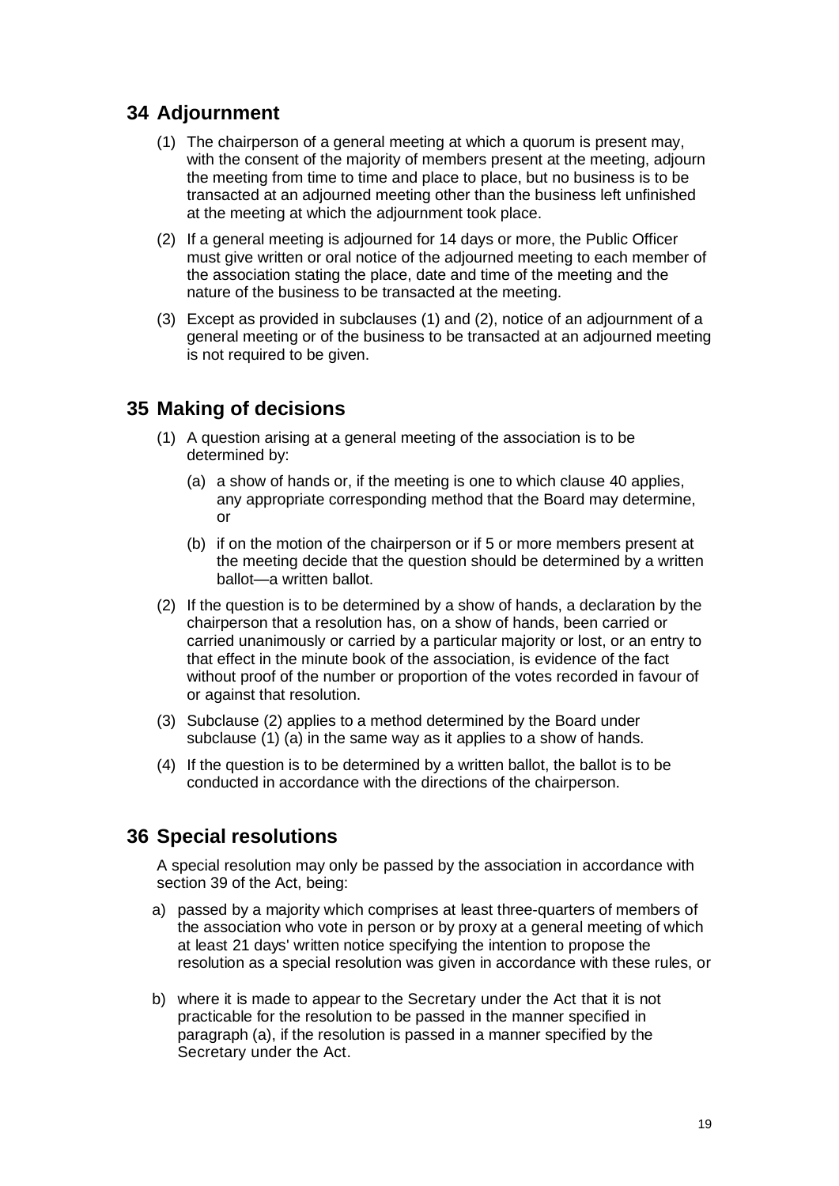## 34 Adjournment

(1) The chairperson of a general meeting at which a quorum is present may, with the consent of the majority of members present at the meeting, adjourn the meeting from time to time and place to place, but no business is to be transacted at an adjourned meeting other than the business left unfinished at the meeting at which the adjournment took place.

(2) If a general meeting is adjourned for 14 days or more, the Public Officer must give written or oral notice of the adjourned meeting to each member of the association stating the place, date and time of the meeting and the nature of the business to be transacted at the meeting.

(3) Except as provided in subclauses (1) and (2), notice of an adjournment of a general meeting or of the business to be transacted at an adjourned meeting is not required to be given.

## 35 Making of decisions

(1) A question arising at a general meeting of the association is to be determined by:

(a) a show of hands or, if the meeting is one to which clause 40 applies, any appropriate corresponding method that the Board may determine, or

(b) if on the motion of the chairperson or if 5 or more members present at the meeting decide that the question should be determined by a written ballot—a written ballot.

(2) If the question is to be determined by a show of hands, a declaration by the chairperson that a resolution has, on a show of hands, been carried or carried unanimously or carried by a particular majority or lost, or an entry to that effect in the minute book of the association, is evidence of the fact without proof of the number or proportion of the votes recorded in favour of or against that resolution.

(3) Subclause (2) applies to a method determined by the Board under subclause (1) (a) in the same way as it applies to a show of hands.

(4) If the question is to be determined by a written ballot, the ballot is to be conducted in accordance with the directions of the chairperson.

## 36 Special resolutions

A special resolution may only be passed by the association in accordance with section 39 of the Act, being:

a) passed by a majority which comprises at least three-quarters of members of the association who vote in person or by proxy at a general meeting of which at least 21 days' written notice specifying the intention to propose the resolution as a special resolution was given in accordance with these rules, or

b) where it is made to appear to the Secretary under the Act that it is not practicable for the resolution to be passed in the manner specified in paragraph (a), if the resolution is passed in a manner specified by the Secretary under the Act.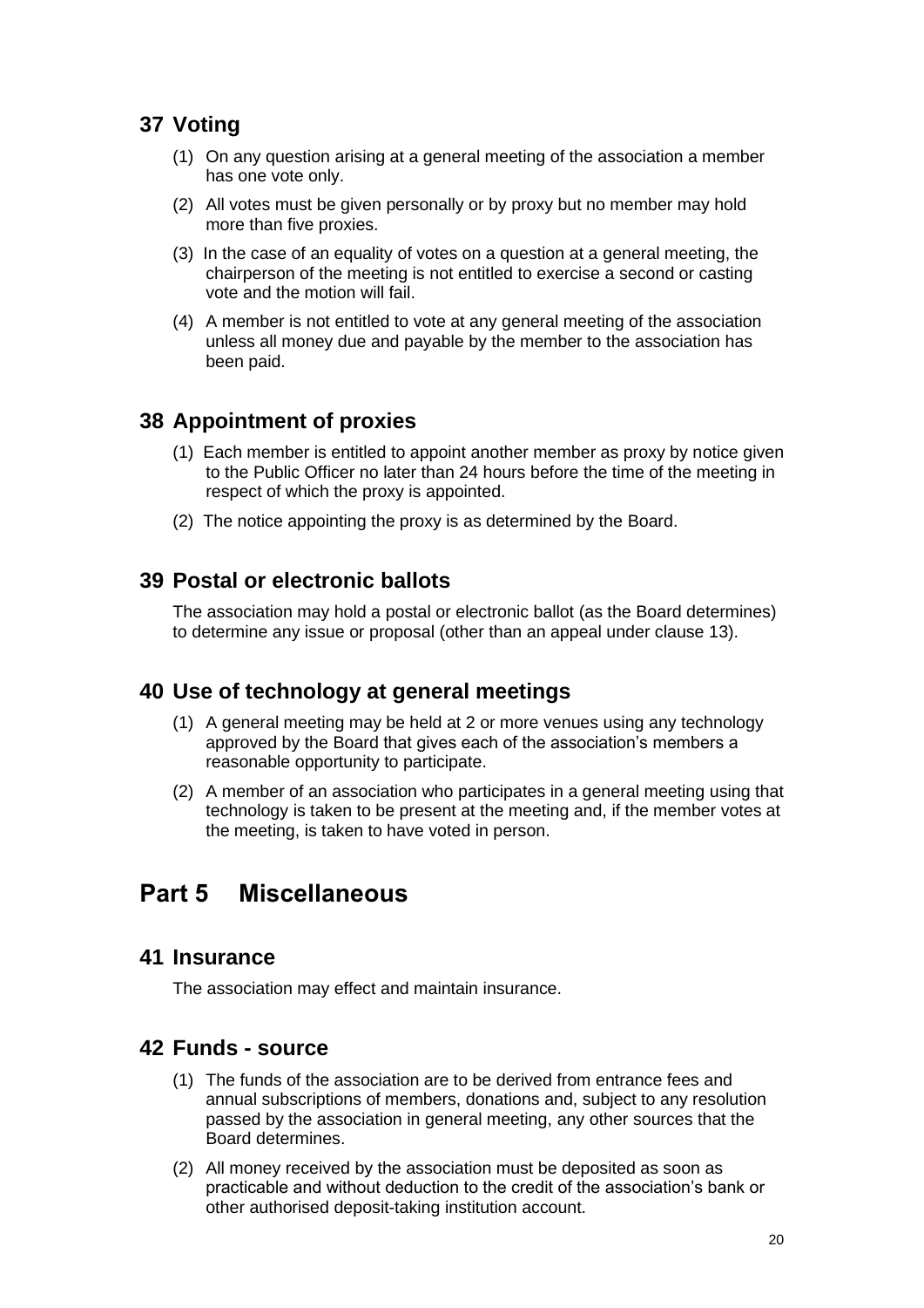## 37 Voting

(1) On any question arising at a general meeting of the association a member has one vote only.

(2) All votes must be given personally or by proxy but no member may hold more than five proxies.

(3) In the case of an equality of votes on a question at a general meeting, the chairperson of the meeting is not entitled to exercise a second or casting vote and the motion will fail.

(4) A member is not entitled to vote at any general meeting of the association unless all money due and payable by the member to the association has been paid.

## 38 Appointment of proxies

(1) Each member is entitled to appoint another member as proxy by notice given to the Public Officer no later than 24 hours before the time of the meeting in respect of which the proxy is appointed.

(2) The notice appointing the proxy is as determined by the Board.

## 39 Postal or electronic ballots

The association may hold a postal or electronic ballot (as the Board determines) to determine any issue or proposal (other than an appeal under clause 13).

## 40 Use of technology at general meetings

(1) A general meeting may be held at 2 or more venues using any technology approved by the Board that gives each of the association's members a reasonable opportunity to participate.

(2) A member of an association who participates in a general meeting using that technology is taken to be present at the meeting and, if the member votes at the meeting, is taken to have voted in person.

# Part 5 Miscellaneous

## 41 Insurance

The association may effect and maintain insurance.

## 42 Funds - source

(1) The funds of the association are to be derived from entrance fees and annual subscriptions of members, donations and, subject to any resolution passed by the association in general meeting, any other sources that the Board determines.

(2) All money received by the association must be deposited as soon as practicable and without deduction to the credit of the association's bank or other authorised deposit-taking institution account.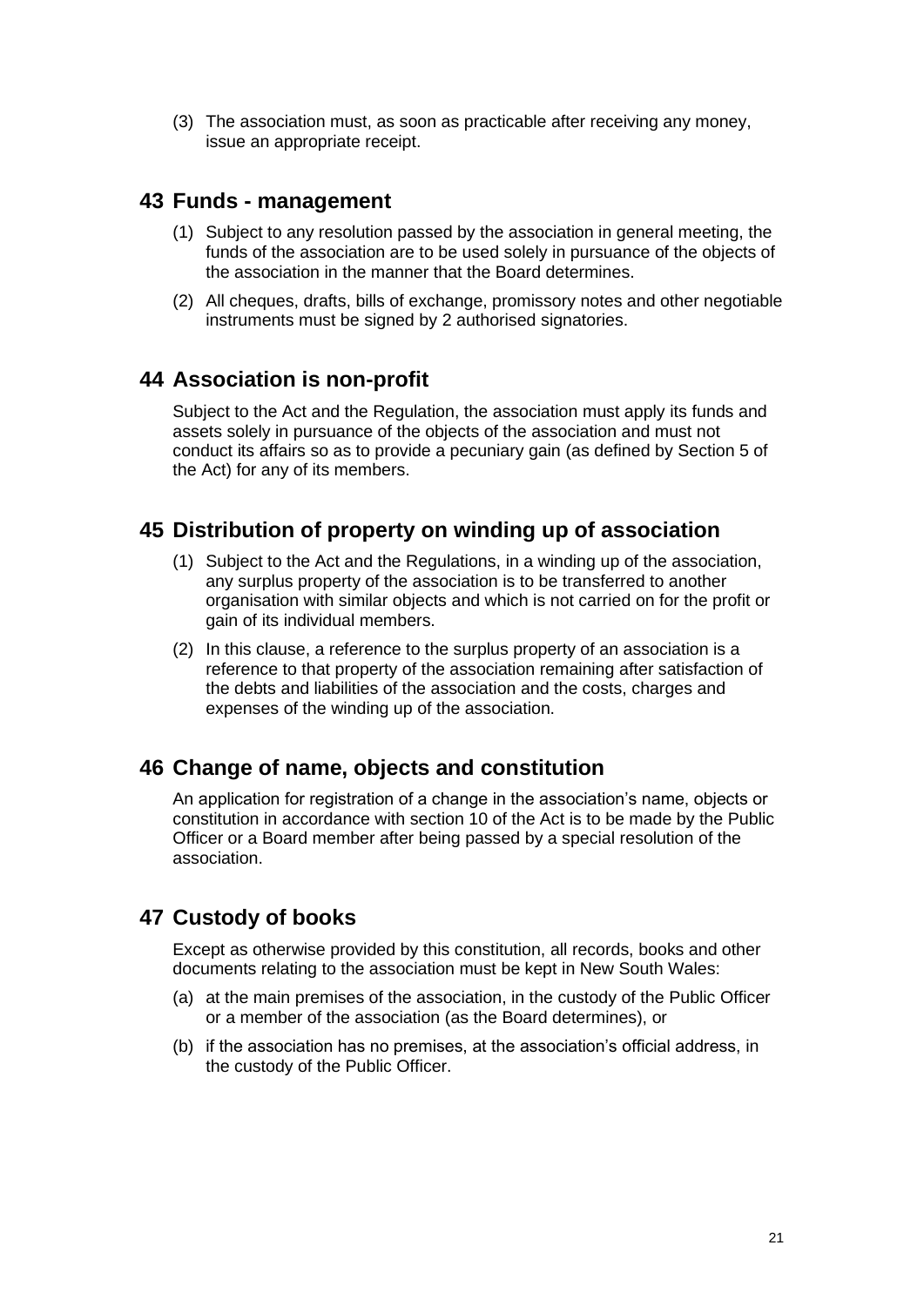(3) The association must, as soon as practicable after receiving any money, issue an appropriate receipt.

## 43 Funds - management

(1) Subject to any resolution passed by the association in general meeting, the funds of the association are to be used solely in pursuance of the objects of the association in the manner that the Board determines.

(2) All cheques, drafts, bills of exchange, promissory notes and other negotiable instruments must be signed by 2 authorised signatories.

## 44 Association is non-profit

Subject to the Act and the Regulation, the association must apply its funds and assets solely in pursuance of the objects of the association and must not conduct its affairs so as to provide a pecuniary gain (as defined by Section 5 of the Act) for any of its members.

## 45 Distribution of property on winding up of association

(1) Subject to the Act and the Regulations, in a winding up of the association, any surplus property of the association is to be transferred to another organisation with similar objects and which is not carried on for the profit or gain of its individual members.

(2) In this clause, a reference to the surplus property of an association is a reference to that property of the association remaining after satisfaction of the debts and liabilities of the association and the costs, charges and expenses of the winding up of the association.

## 46 Change of name, objects and constitution

An application for registration of a change in the association's name, objects or constitution in accordance with section 10 of the Act is to be made by the Public Officer or a Board member after being passed by a special resolution of the association.

## 47 Custody of books

Except as otherwise provided by this constitution, all records, books and other documents relating to the association must be kept in New South Wales:

(a) at the main premises of the association, in the custody of the Public Officer or a member of the association (as the Board determines), or

(b) if the association has no premises, at the association's official address, in the custody of the Public Officer.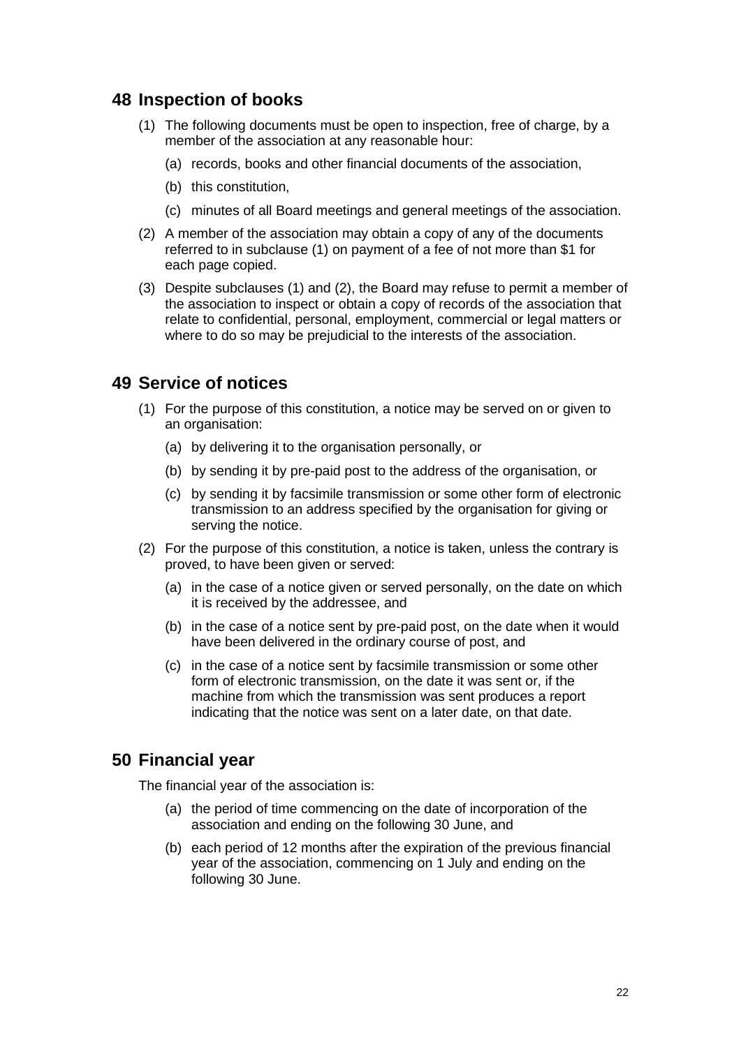## 48 Inspection of books

(1) The following documents must be open to inspection, free of charge, by a member of the association at any reasonable hour:

(a) records, books and other financial documents of the association,

(b) this constitution,

(c) minutes of all Board meetings and general meetings of the association.

(2) A member of the association may obtain a copy of any of the documents referred to in subclause (1) on payment of a fee of not more than $1 for each page copied.

(3) Despite subclauses (1) and (2), the Board may refuse to permit a member of the association to inspect or obtain a copy of records of the association that relate to confidential, personal, employment, commercial or legal matters or where to do so may be prejudicial to the interests of the association.

## 49 Service of notices

(1) For the purpose of this constitution, a notice may be served on or given to an organisation:

(a) by delivering it to the organisation personally, or

(b) by sending it by pre-paid post to the address of the organisation, or

(c) by sending it by facsimile transmission or some other form of electronic transmission to an address specified by the organisation for giving or serving the notice.

(2) For the purpose of this constitution, a notice is taken, unless the contrary is proved, to have been given or served:

(a) in the case of a notice given or served personally, on the date on which it is received by the addressee, and

(b) in the case of a notice sent by pre-paid post, on the date when it would have been delivered in the ordinary course of post, and

(c) in the case of a notice sent by facsimile transmission or some other form of electronic transmission, on the date it was sent or, if the machine from which the transmission was sent produces a report indicating that the notice was sent on a later date, on that date.

## 50 Financial year

The financial year of the association is:

(a) the period of time commencing on the date of incorporation of the association and ending on the following 30 June, and

(b) each period of 12 months after the expiration of the previous financial year of the association, commencing on 1 July and ending on the following 30 June.